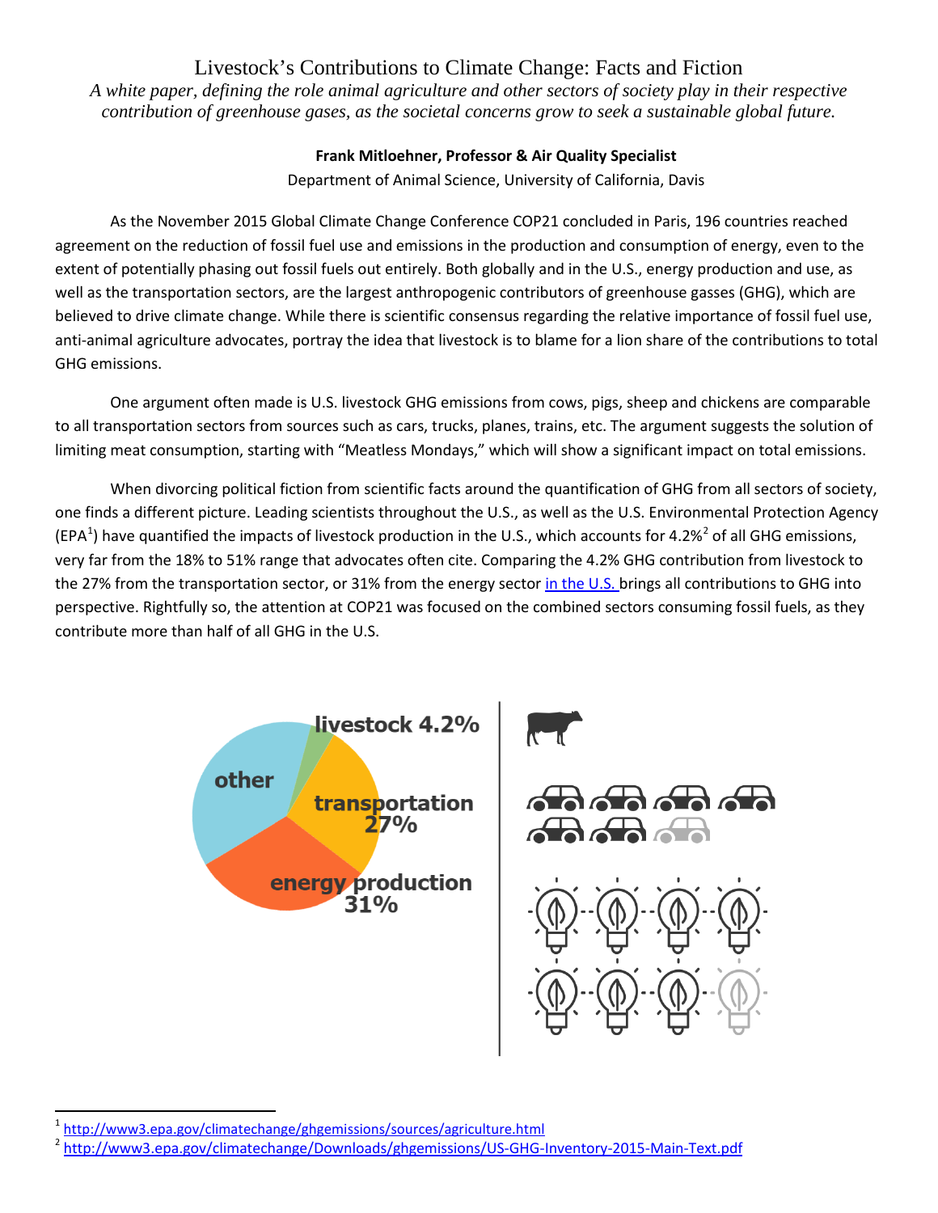# Livestock's Contributions to Climate Change: Facts and Fiction

*A white paper, defining the role animal agriculture and other sectors of society play in their respective contribution of greenhouse gases, as the societal concerns grow to seek a sustainable global future.*

**Frank Mitloehner, Professor & Air Quality Specialist**

Department of Animal Science, University of California, Davis

As the November 2015 Global Climate Change Conference COP21 concluded in Paris, 196 countries reached agreement on the reduction of fossil fuel use and emissions in the production and consumption of energy, even to the extent of potentially phasing out fossil fuels out entirely. Both globally and in the U.S., energy production and use, as well as the transportation sectors, are the largest anthropogenic contributors of greenhouse gasses (GHG), which are believed to drive climate change. While there is scientific consensus regarding the relative importance of fossil fuel use, anti-animal agriculture advocates, portray the idea that livestock is to blame for a lion share of the contributions to total GHG emissions.

One argument often made is U.S. livestock GHG emissions from cows, pigs, sheep and chickens are comparable to all transportation sectors from sources such as cars, trucks, planes, trains, etc. The argument suggests the solution of limiting meat consumption, starting with "Meatless Mondays," which will show a significant impact on total emissions.

When divorcing political fiction from scientific facts around the quantification of GHG from all sectors of society, one finds a different picture. Leading scientists throughout the U.S., as well as the U.S. Environmental Protection Agency (EPA[1]) have quantified the impacts of livestock production in the U.S., which accounts for 4.2%[2] of all GHG emissions, very far from the 18% to 51% range that advocates often cite. Comparing the 4.2% GHG contribution from livestock to the 27% from the transportation sector, or 31% from the energy sector in the U.S. brings all contributions to GHG into perspective. Rightfully so, the attention at COP21 was focused on the combined sectors consuming fossil fuels, as they contribute more than half of all GHG in the U.S.

livestock 4.2%

other

transportation 27%

energy production 31%

[1] http://www3.epa.gov/climatechange/ghgemissions/sources/agriculture.html

[2] http://www3.epa.gov/climatechange/Downloads/ghgemissions/US-GHG-Inventory-2015-Main-Text.pdf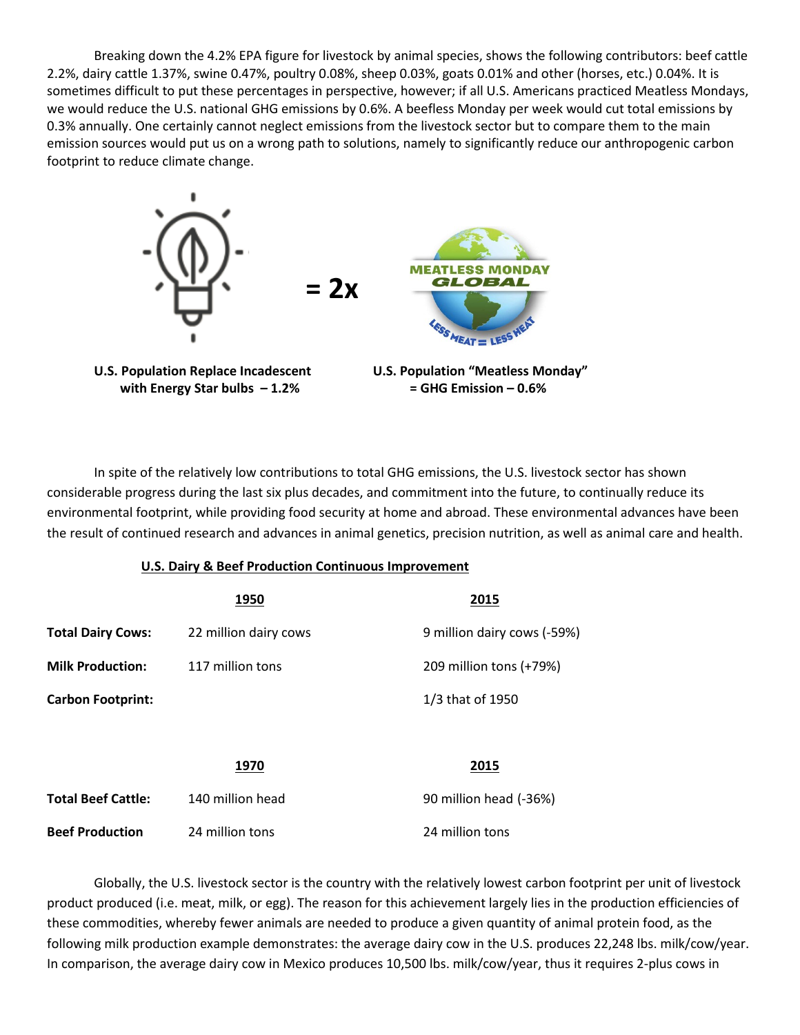Breaking down the 4.2% EPA figure for livestock by animal species, shows the following contributors: beef cattle 2.2%, dairy cattle 1.37%, swine 0.47%, poultry 0.08%, sheep 0.03%, goats 0.01% and other (horses, etc.) 0.04%. It is sometimes difficult to put these percentages in perspective, however; if all U.S. Americans practiced Meatless Mondays, we would reduce the U.S. national GHG emissions by 0.6%. A beefless Monday per week would cut total emissions by 0.3% annually. One certainly cannot neglect emissions from the livestock sector but to compare them to the main emission sources would put us on a wrong path to solutions, namely to significantly reduce our anthropogenic carbon footprint to reduce climate change.

= 2x

**U.S. Population Replace Incadescent with Energy Star bulbs – 1.2%**

**U.S. Population "Meatless Monday" = GHG Emission – 0.6%**

In spite of the relatively low contributions to total GHG emissions, the U.S. livestock sector has shown considerable progress during the last six plus decades, and commitment into the future, to continually reduce its environmental footprint, while providing food security at home and abroad. These environmental advances have been the result of continued research and advances in animal genetics, precision nutrition, as well as animal care and health.

**U.S. Dairy & Beef Production Continuous Improvement**

| | 1950 | 2015 |
|---|---|---|
| **Total Dairy Cows:** | 22 million dairy cows | 9 million dairy cows (-59%) |
| **Milk Production:** | 117 million tons | 209 million tons (+79%) |
| **Carbon Footprint:** | | 1/3 that of 1950 |

| | 1970 | 2015 |
|---|---|---|
| **Total Beef Cattle:** | 140 million head | 90 million head (-36%) |
| **Beef Production** | 24 million tons | 24 million tons |

Globally, the U.S. livestock sector is the country with the relatively lowest carbon footprint per unit of livestock product produced (i.e. meat, milk, or egg). The reason for this achievement largely lies in the production efficiencies of these commodities, whereby fewer animals are needed to produce a given quantity of animal protein food, as the following milk production example demonstrates: the average dairy cow in the U.S. produces 22,248 lbs. milk/cow/year. In comparison, the average dairy cow in Mexico produces 10,500 lbs. milk/cow/year, thus it requires 2-plus cows in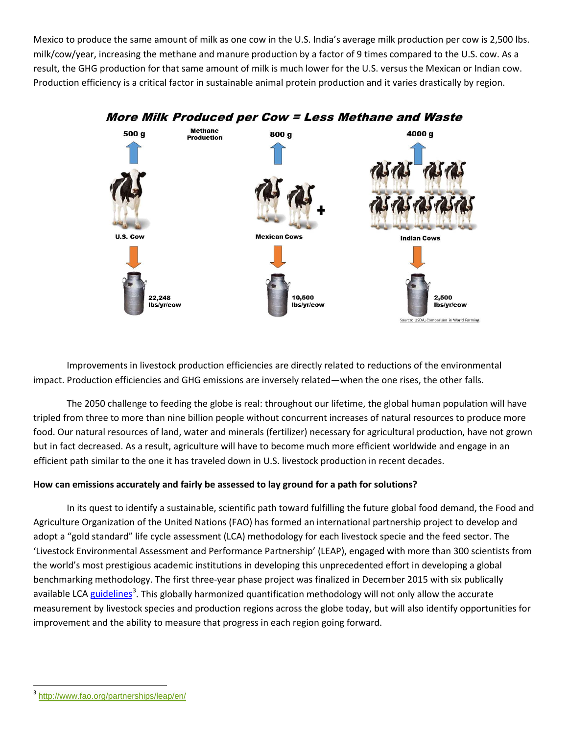Mexico to produce the same amount of milk as one cow in the U.S. India's average milk production per cow is 2,500 lbs. milk/cow/year, increasing the methane and manure production by a factor of 9 times compared to the U.S. cow. As a result, the GHG production for that same amount of milk is much lower for the U.S. versus the Mexican or Indian cow. Production efficiency is a critical factor in sustainable animal protein production and it varies drastically by region.

**More Milk Produced per Cow = Less Methane and Waste**

| | U.S. Cow | Mexican Cows | Indian Cows |
|---|---|---|---|
| Methane Production | 500 g | 800 g | 4000 g |
| Milk | 22,248 lbs/yr/cow | 10,500 lbs/yr/cow | 2,500 lbs/yr/cow |

Source: USDA; Comparison in World Farming

Improvements in livestock production efficiencies are directly related to reductions of the environmental impact. Production efficiencies and GHG emissions are inversely related—when the one rises, the other falls.

The 2050 challenge to feeding the globe is real: throughout our lifetime, the global human population will have tripled from three to more than nine billion people without concurrent increases of natural resources to produce more food. Our natural resources of land, water and minerals (fertilizer) necessary for agricultural production, have not grown but in fact decreased. As a result, agriculture will have to become much more efficient worldwide and engage in an efficient path similar to the one it has traveled down in U.S. livestock production in recent decades.

**How can emissions accurately and fairly be assessed to lay ground for a path for solutions?**

In its quest to identify a sustainable, scientific path toward fulfilling the future global food demand, the Food and Agriculture Organization of the United Nations (FAO) has formed an international partnership project to develop and adopt a "gold standard" life cycle assessment (LCA) methodology for each livestock specie and the feed sector. The 'Livestock Environmental Assessment and Performance Partnership' (LEAP), engaged with more than 300 scientists from the world's most prestigious academic institutions in developing this unprecedented effort in developing a global benchmarking methodology. The first three-year phase project was finalized in December 2015 with six publically available LCA guidelines[3]. This globally harmonized quantification methodology will not only allow the accurate measurement by livestock species and production regions across the globe today, but will also identify opportunities for improvement and the ability to measure that progress in each region going forward.

[3] http://www.fao.org/partnerships/leap/en/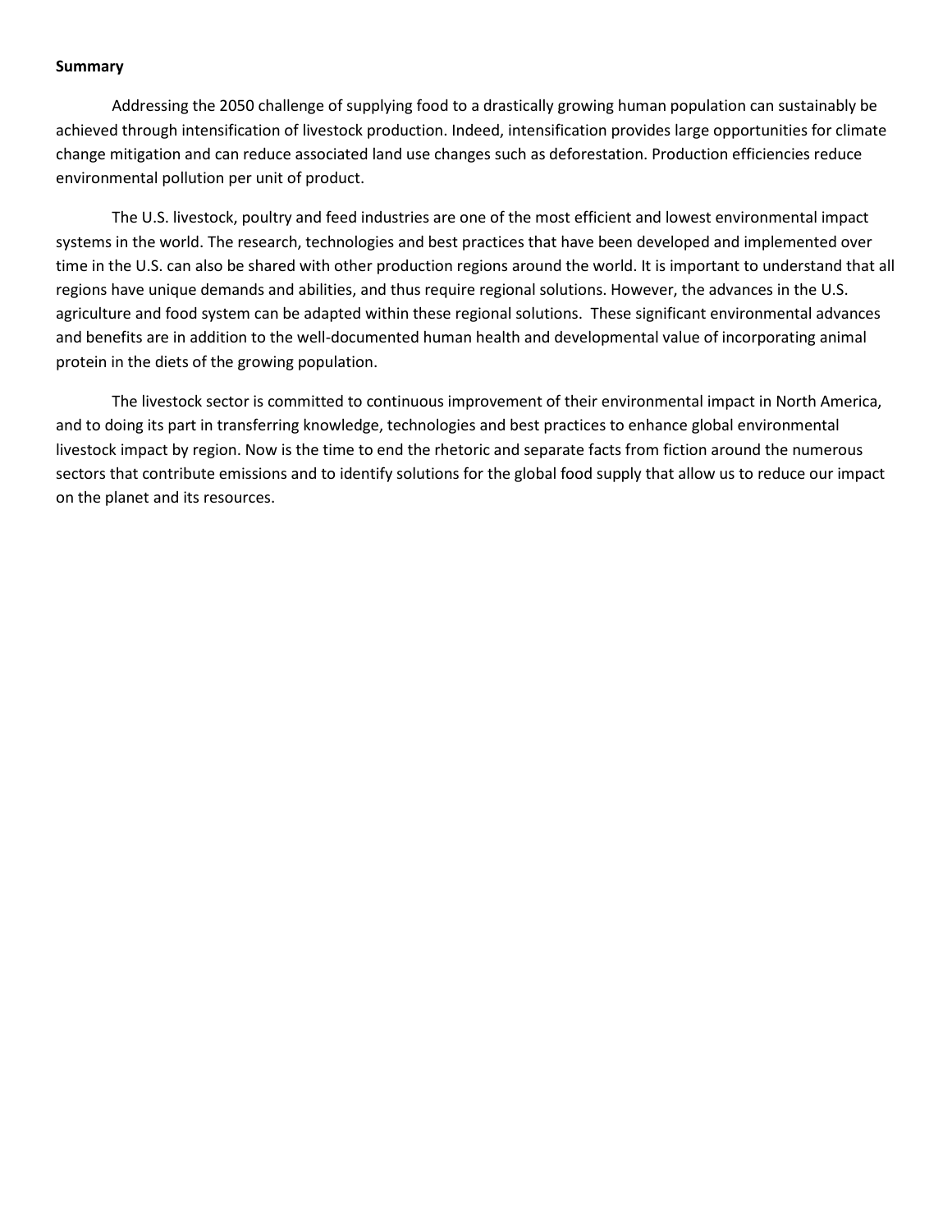**Summary**

Addressing the 2050 challenge of supplying food to a drastically growing human population can sustainably be achieved through intensification of livestock production. Indeed, intensification provides large opportunities for climate change mitigation and can reduce associated land use changes such as deforestation. Production efficiencies reduce environmental pollution per unit of product.

The U.S. livestock, poultry and feed industries are one of the most efficient and lowest environmental impact systems in the world. The research, technologies and best practices that have been developed and implemented over time in the U.S. can also be shared with other production regions around the world. It is important to understand that all regions have unique demands and abilities, and thus require regional solutions. However, the advances in the U.S. agriculture and food system can be adapted within these regional solutions. These significant environmental advances and benefits are in addition to the well-documented human health and developmental value of incorporating animal protein in the diets of the growing population.

The livestock sector is committed to continuous improvement of their environmental impact in North America, and to doing its part in transferring knowledge, technologies and best practices to enhance global environmental livestock impact by region. Now is the time to end the rhetoric and separate facts from fiction around the numerous sectors that contribute emissions and to identify solutions for the global food supply that allow us to reduce our impact on the planet and its resources.